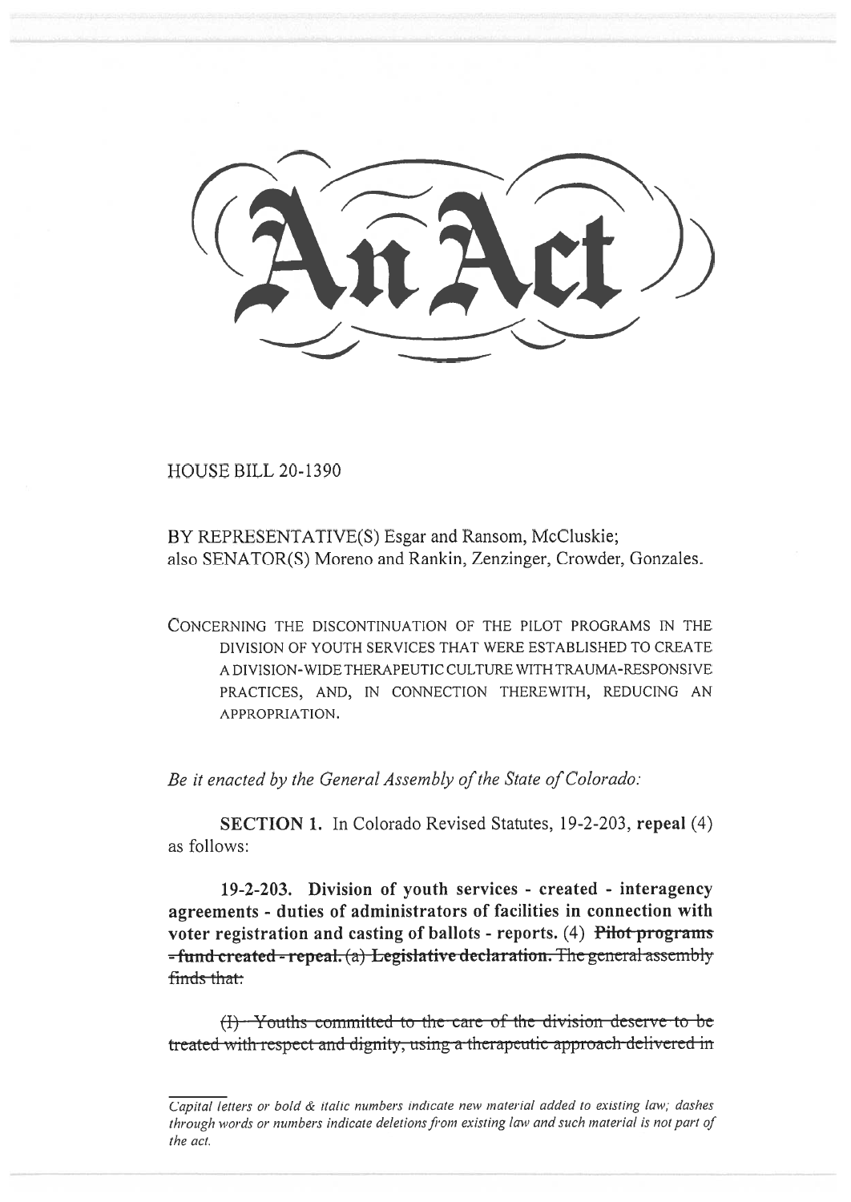# An Act

HOUSE BILL 20-1390

BY REPRESENTATIVE(S) Esgar and Ransom, McCluskie;
also SENATOR(S) Moreno and Rankin, Zenzinger, Crowder, Gonzales.

CONCERNING THE DISCONTINUATION OF THE PILOT PROGRAMS IN THE DIVISION OF YOUTH SERVICES THAT WERE ESTABLISHED TO CREATE A DIVISION-WIDE THERAPEUTIC CULTURE WITH TRAUMA-RESPONSIVE PRACTICES, AND, IN CONNECTION THEREWITH, REDUCING AN APPROPRIATION.

*Be it enacted by the General Assembly of the State of Colorado:*

**SECTION 1.** In Colorado Revised Statutes, 19-2-203, **repeal** (4) as follows:

**19-2-203. Division of youth services - created - interagency agreements - duties of administrators of facilities in connection with voter registration and casting of ballots - reports.** (4) ~~**Pilot programs - fund created - repeal.**~~ ~~(a)~~ ~~**Legislative declaration.**~~ ~~The general assembly finds that:~~

~~(I) Youths committed to the care of the division deserve to be treated with respect and dignity, using a therapeutic approach delivered in~~

*Capital letters or bold & italic numbers indicate new material added to existing law; dashes through words or numbers indicate deletions from existing law and such material is not part of the act.*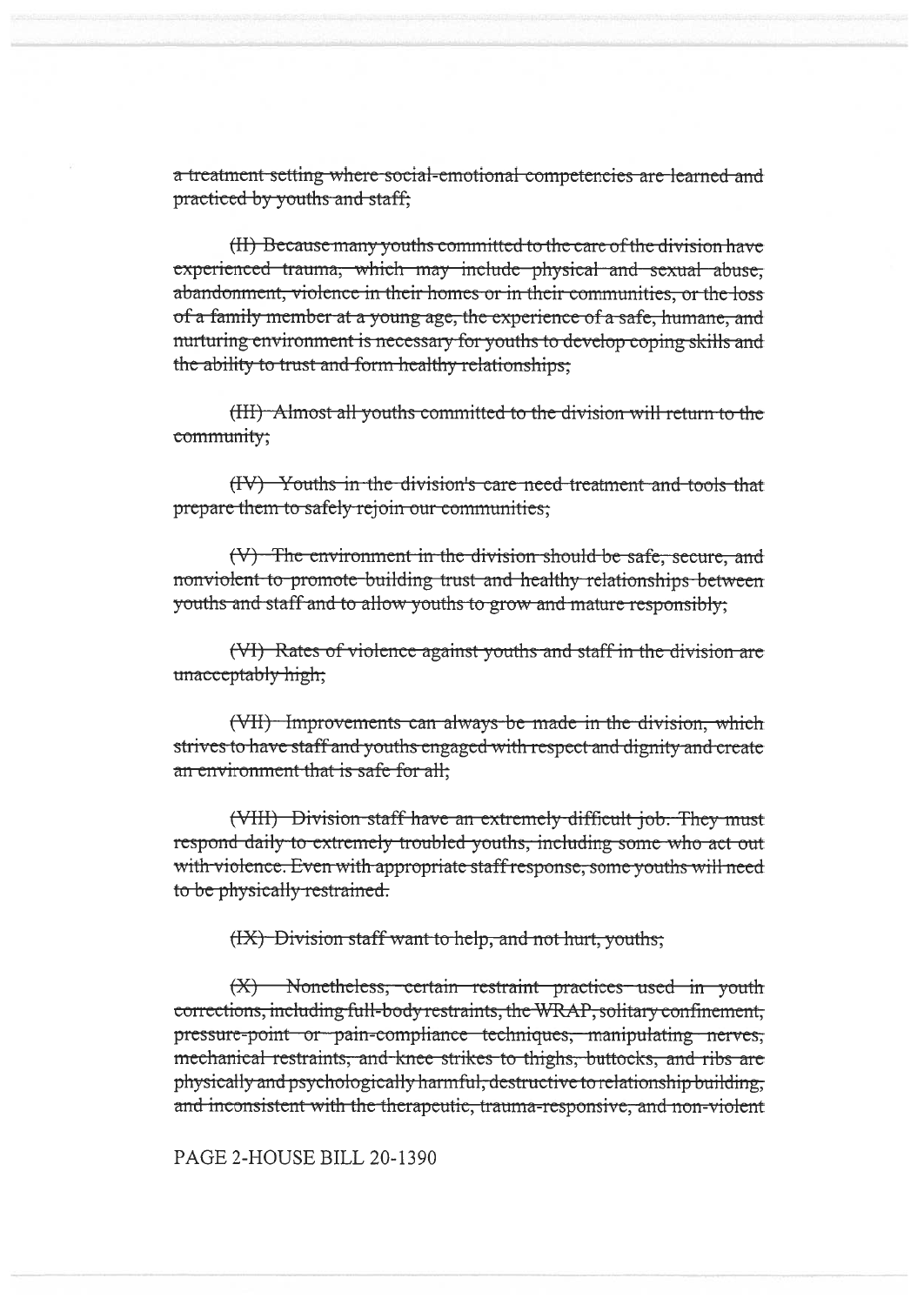~~a treatment setting where social-emotional competencies are learned and practiced by youths and staff;~~

~~(II) Because many youths committed to the care of the division have experienced trauma, which may include physical and sexual abuse, abandonment, violence in their homes or in their communities, or the loss of a family member at a young age, the experience of a safe, humane, and nurturing environment is necessary for youths to develop coping skills and the ability to trust and form healthy relationships;~~

~~(III) Almost all youths committed to the division will return to the community;~~

~~(IV) Youths in the division's care need treatment and tools that prepare them to safely rejoin our communities;~~

~~(V) The environment in the division should be safe, secure, and nonviolent to promote building trust and healthy relationships between youths and staff and to allow youths to grow and mature responsibly;~~

~~(VI) Rates of violence against youths and staff in the division are unacceptably high;~~

~~(VII) Improvements can always be made in the division, which strives to have staff and youths engaged with respect and dignity and create an environment that is safe for all;~~

~~(VIII) Division staff have an extremely difficult job. They must respond daily to extremely troubled youths, including some who act out with violence. Even with appropriate staff response, some youths will need to be physically restrained.~~

~~(IX) Division staff want to help, and not hurt, youths;~~

~~(X) Nonetheless, certain restraint practices used in youth corrections, including full-body restraints, the WRAP, solitary confinement, pressure-point or pain-compliance techniques, manipulating nerves, mechanical restraints, and knee strikes to thighs, buttocks, and ribs are physically and psychologically harmful, destructive to relationship building, and inconsistent with the therapeutic, trauma-responsive, and non-violent~~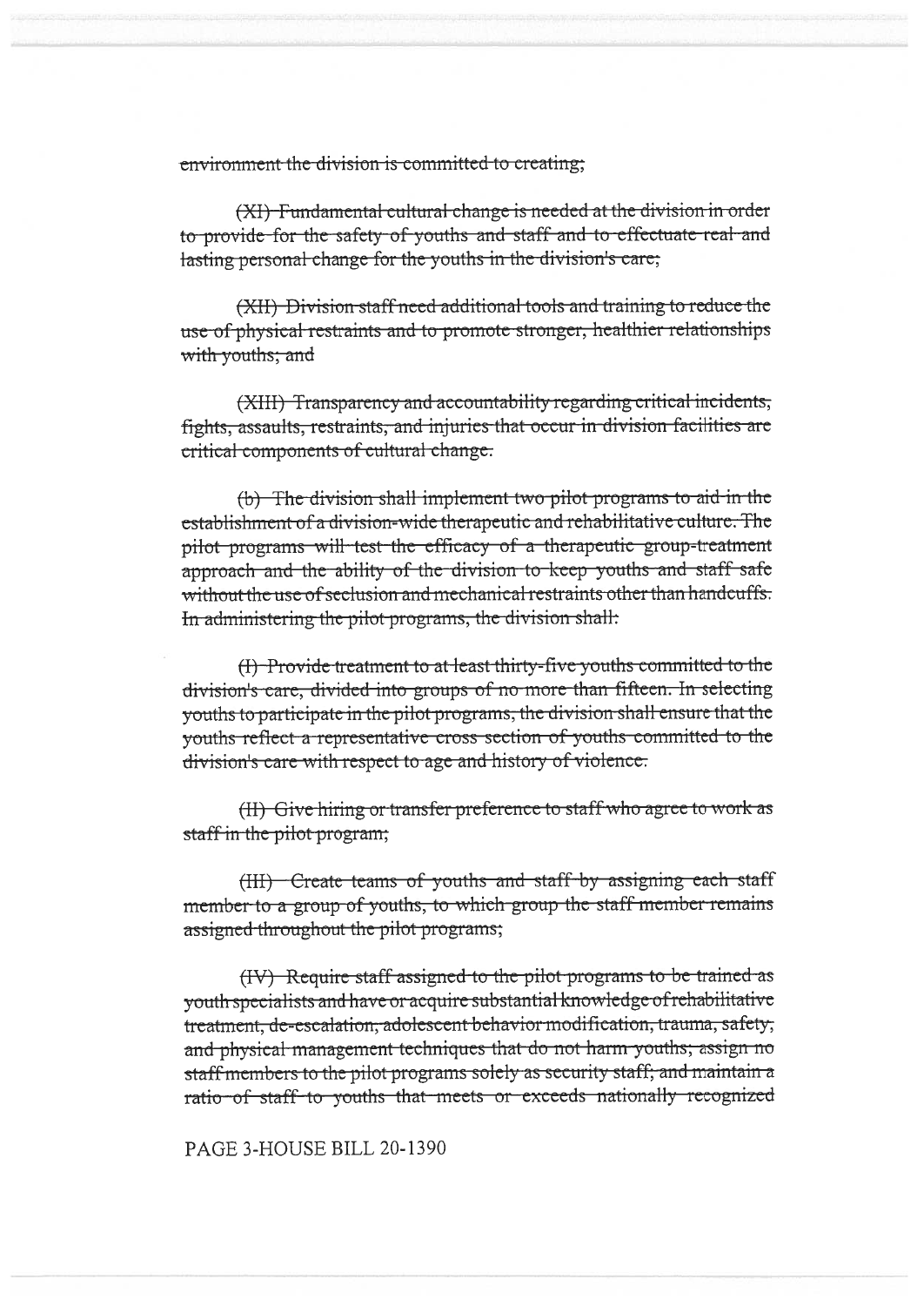~~environment the division is committed to creating;~~

~~(XI) Fundamental cultural change is needed at the division in order to provide for the safety of youths and staff and to effectuate real and lasting personal change for the youths in the division's care;~~

~~(XII) Division staff need additional tools and training to reduce the use of physical restraints and to promote stronger, healthier relationships with youths; and~~

~~(XIII) Transparency and accountability regarding critical incidents, fights, assaults, restraints, and injuries that occur in division facilities are critical components of cultural change.~~

~~(b) The division shall implement two pilot programs to aid in the establishment of a division-wide therapeutic and rehabilitative culture. The pilot programs will test the efficacy of a therapeutic group-treatment approach and the ability of the division to keep youths and staff safe without the use of seclusion and mechanical restraints other than handcuffs. In administering the pilot programs, the division shall:~~

~~(I) Provide treatment to at least thirty-five youths committed to the division's care, divided into groups of no more than fifteen. In selecting youths to participate in the pilot programs, the division shall ensure that the youths reflect a representative cross-section of youths committed to the division's care with respect to age and history of violence.~~

~~(II) Give hiring or transfer preference to staff who agree to work as staff in the pilot program;~~

~~(III) Create teams of youths and staff by assigning each staff member to a group of youths, to which group the staff member remains assigned throughout the pilot programs;~~

~~(IV) Require staff assigned to the pilot programs to be trained as youth specialists and have or acquire substantial knowledge of rehabilitative treatment, de-escalation, adolescent behavior modification, trauma, safety, and physical management techniques that do not harm youths; assign no staff members to the pilot programs solely as security staff; and maintain a ratio of staff to youths that meets or exceeds nationally recognized~~

PAGE 3-HOUSE BILL 20-1390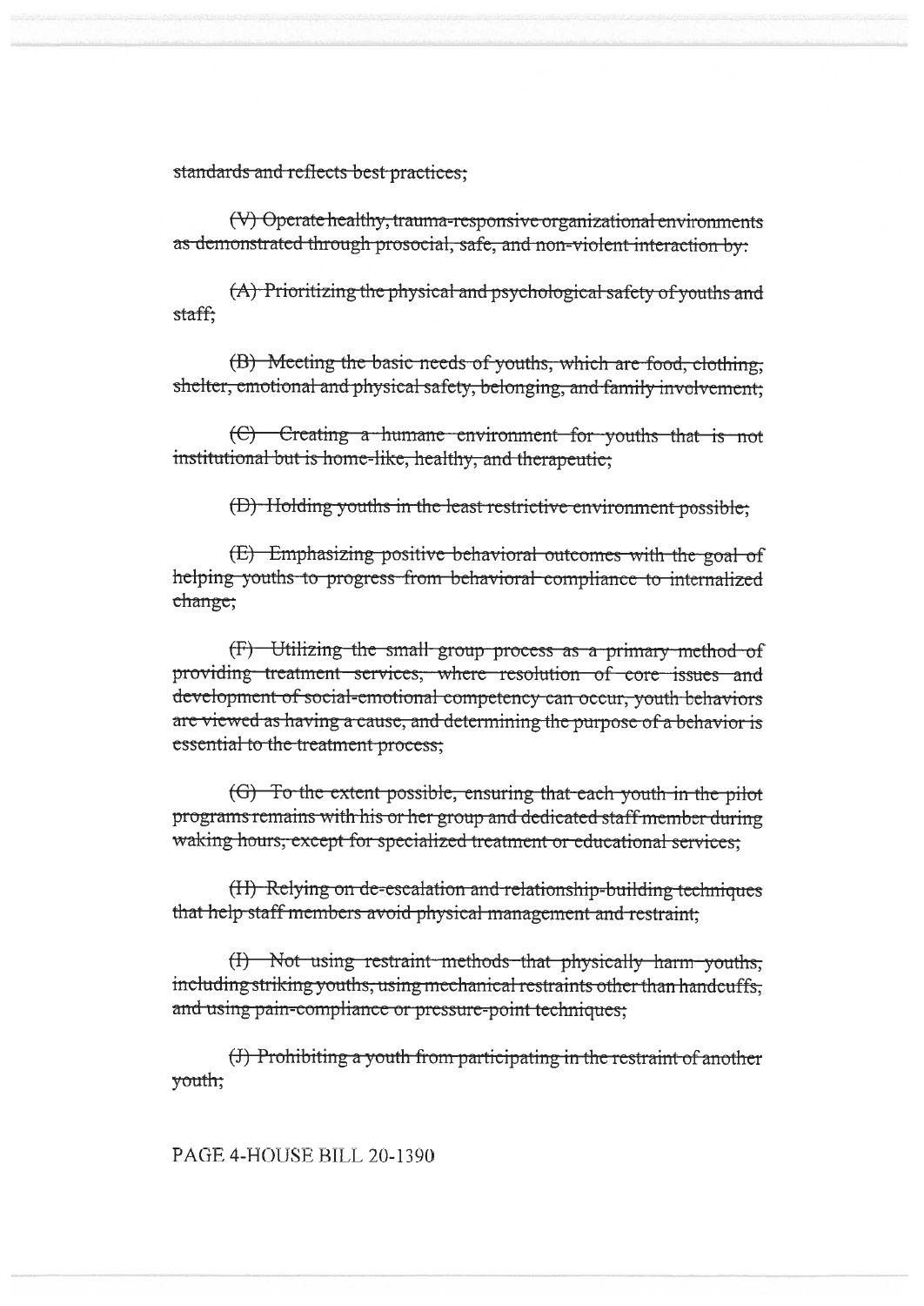~~standards and reflects best practices;~~

~~(V) Operate healthy, trauma-responsive organizational environments as demonstrated through prosocial, safe, and non-violent interaction by:~~

~~(A) Prioritizing the physical and psychological safety of youths and staff;~~

~~(B) Meeting the basic needs of youths, which are food, clothing, shelter, emotional and physical safety, belonging, and family involvement;~~

~~(C) Creating a humane environment for youths that is not institutional but is home-like, healthy, and therapeutic;~~

~~(D) Holding youths in the least restrictive environment possible;~~

~~(E) Emphasizing positive behavioral outcomes with the goal of helping youths to progress from behavioral compliance to internalized change;~~

~~(F) Utilizing the small group process as a primary method of providing treatment services, where resolution of core issues and development of social-emotional competency can occur, youth behaviors are viewed as having a cause, and determining the purpose of a behavior is essential to the treatment process;~~

~~(G) To the extent possible, ensuring that each youth in the pilot programs remains with his or her group and dedicated staff member during waking hours, except for specialized treatment or educational services;~~

~~(H) Relying on de-escalation and relationship-building techniques that help staff members avoid physical management and restraint;~~

~~(I) Not using restraint methods that physically harm youths, including striking youths, using mechanical restraints other than handcuffs, and using pain-compliance or pressure-point techniques;~~

~~(J) Prohibiting a youth from participating in the restraint of another youth;~~

PAGE 4-HOUSE BILL 20-1390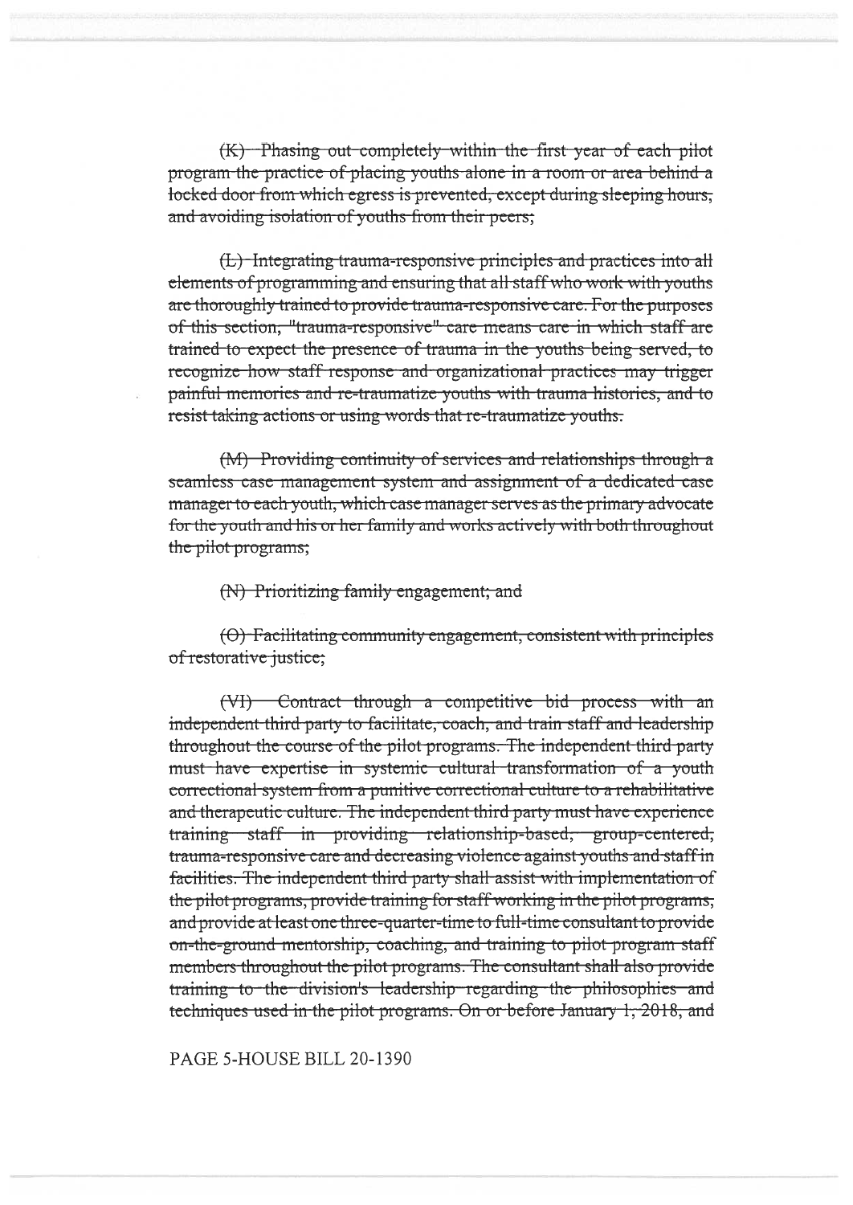~~(K) Phasing out completely within the first year of each pilot program the practice of placing youths alone in a room or area behind a locked door from which egress is prevented, except during sleeping hours, and avoiding isolation of youths from their peers;~~

~~(L) Integrating trauma-responsive principles and practices into all elements of programming and ensuring that all staff who work with youths are thoroughly trained to provide trauma-responsive care. For the purposes of this section, "trauma-responsive" care means care in which staff are trained to expect the presence of trauma in the youths being served, to recognize how staff response and organizational practices may trigger painful memories and re-traumatize youths with trauma histories, and to resist taking actions or using words that re-traumatize youths.~~

~~(M) Providing continuity of services and relationships through a seamless case management system and assignment of a dedicated case manager to each youth, which case manager serves as the primary advocate for the youth and his or her family and works actively with both throughout the pilot programs;~~

~~(N) Prioritizing family engagement; and~~

~~(O) Facilitating community engagement, consistent with principles of restorative justice;~~

~~(VI) Contract through a competitive bid process with an independent third party to facilitate, coach, and train staff and leadership throughout the course of the pilot programs. The independent third party must have expertise in systemic cultural transformation of a youth correctional system from a punitive correctional culture to a rehabilitative and therapeutic culture. The independent third party must have experience training staff in providing relationship-based, group-centered, trauma-responsive care and decreasing violence against youths and staff in facilities. The independent third party shall assist with implementation of the pilot programs, provide training for staff working in the pilot programs, and provide at least one three-quarter-time to full-time consultant to provide on-the-ground mentorship, coaching, and training to pilot program staff members throughout the pilot programs. The consultant shall also provide training to the division's leadership regarding the philosophies and techniques used in the pilot programs. On or before January 1, 2018, and~~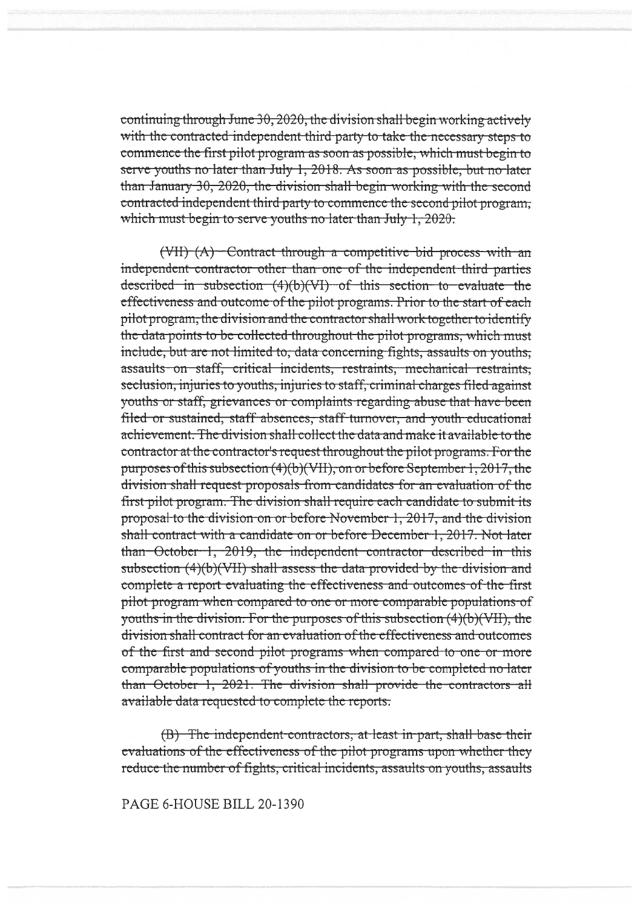~~continuing through June 30, 2020, the division shall begin working actively with the contracted independent third party to take the necessary steps to commence the first pilot program as soon as possible, which must begin to serve youths no later than July 1, 2018. As soon as possible, but no later than January 30, 2020, the division shall begin working with the second contracted independent third party to commence the second pilot program, which must begin to serve youths no later than July 1, 2020.~~

~~(VII) (A) Contract through a competitive bid process with an independent contractor other than one of the independent third parties described in subsection (4)(b)(VI) of this section to evaluate the effectiveness and outcome of the pilot programs. Prior to the start of each pilot program, the division and the contractor shall work together to identify the data points to be collected throughout the pilot programs, which must include, but are not limited to, data concerning fights, assaults on youths, assaults on staff, critical incidents, restraints, mechanical restraints, seclusion, injuries to youths, injuries to staff, criminal charges filed against youths or staff, grievances or complaints regarding abuse that have been filed or sustained, staff absences, staff turnover, and youth educational achievement. The division shall collect the data and make it available to the contractor at the contractor's request throughout the pilot programs. For the purposes of this subsection (4)(b)(VII), on or before September 1, 2017, the division shall request proposals from candidates for an evaluation of the first pilot program. The division shall require each candidate to submit its proposal to the division on or before November 1, 2017, and the division shall contract with a candidate on or before December 1, 2017. Not later than October 1, 2019, the independent contractor described in this subsection (4)(b)(VII) shall assess the data provided by the division and complete a report evaluating the effectiveness and outcomes of the first pilot program when compared to one or more comparable populations of youths in the division. For the purposes of this subsection (4)(b)(VII), the division shall contract for an evaluation of the effectiveness and outcomes of the first and second pilot programs when compared to one or more comparable populations of youths in the division to be completed no later than October 1, 2021. The division shall provide the contractors all available data requested to complete the reports.~~

~~(B) The independent contractors, at least in part, shall base their evaluations of the effectiveness of the pilot programs upon whether they reduce the number of fights, critical incidents, assaults on youths, assaults~~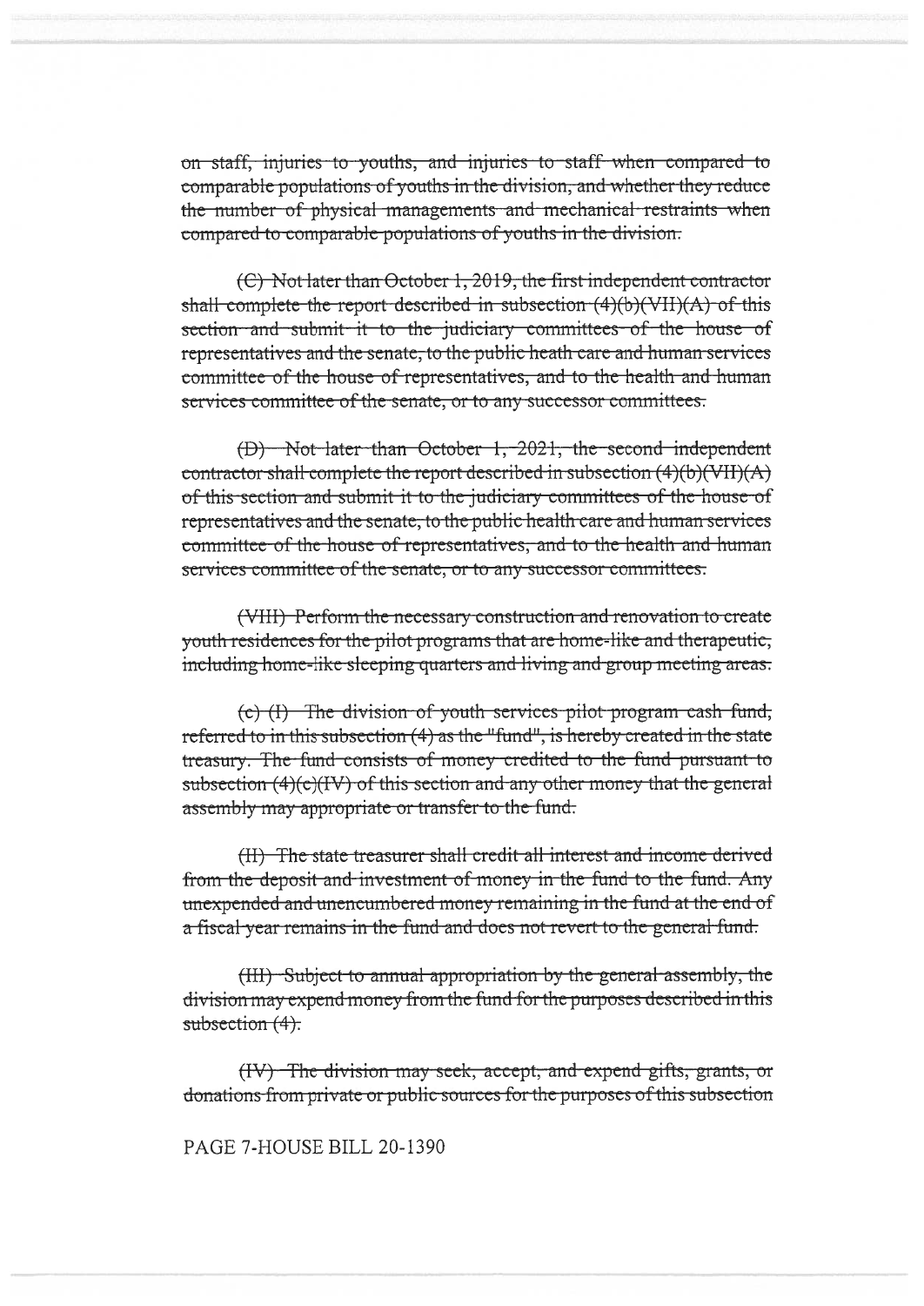~~on staff, injuries to youths, and injuries to staff when compared to comparable populations of youths in the division, and whether they reduce the number of physical managements and mechanical restraints when compared to comparable populations of youths in the division.~~

~~(C) Not later than October 1, 2019, the first independent contractor shall complete the report described in subsection (4)(b)(VII)(A) of this section and submit it to the judiciary committees of the house of representatives and the senate, to the public heath care and human services committee of the house of representatives, and to the health and human services committee of the senate, or to any successor committees.~~

~~(D) Not later than October 1, 2021, the second independent contractor shall complete the report described in subsection (4)(b)(VII)(A) of this section and submit it to the judiciary committees of the house of representatives and the senate, to the public health care and human services committee of the house of representatives, and to the health and human services committee of the senate, or to any successor committees.~~

~~(VIII) Perform the necessary construction and renovation to create youth residences for the pilot programs that are home-like and therapeutic, including home-like sleeping quarters and living and group meeting areas.~~

~~(c) (I) The division of youth services pilot program cash fund, referred to in this subsection (4) as the "fund", is hereby created in the state treasury. The fund consists of money credited to the fund pursuant to subsection (4)(c)(IV) of this section and any other money that the general assembly may appropriate or transfer to the fund.~~

~~(II) The state treasurer shall credit all interest and income derived from the deposit and investment of money in the fund to the fund. Any unexpended and unencumbered money remaining in the fund at the end of a fiscal year remains in the fund and does not revert to the general fund.~~

~~(III) Subject to annual appropriation by the general assembly, the division may expend money from the fund for the purposes described in this subsection (4).~~

~~(IV) The division may seek, accept, and expend gifts, grants, or donations from private or public sources for the purposes of this subsection~~

PAGE 7-HOUSE BILL 20-1390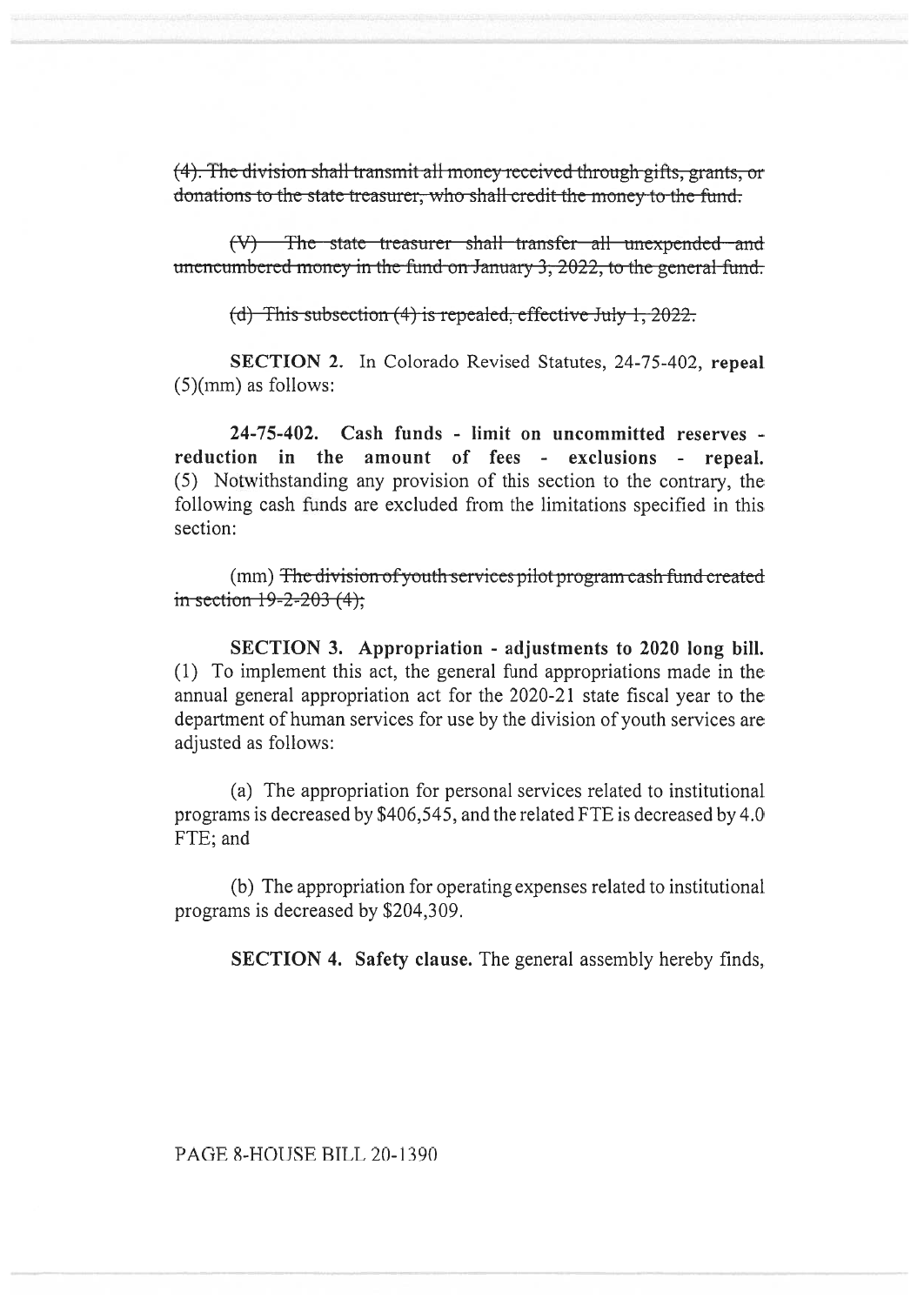~~(4). The division shall transmit all money received through gifts, grants, or donations to the state treasurer, who shall credit the money to the fund.~~

~~(V) The state treasurer shall transfer all unexpended and unencumbered money in the fund on January 3, 2022, to the general fund.~~

~~(d) This subsection (4) is repealed, effective July 1, 2022.~~

**SECTION 2.** In Colorado Revised Statutes, 24-75-402, **repeal** (5)(mm) as follows:

**24-75-402. Cash funds - limit on uncommitted reserves - reduction in the amount of fees - exclusions - repeal.** (5) Notwithstanding any provision of this section to the contrary, the following cash funds are excluded from the limitations specified in this section:

(mm) ~~The division of youth services pilot program cash fund created in section 19-2-203 (4);~~

**SECTION 3. Appropriation - adjustments to 2020 long bill.** (1) To implement this act, the general fund appropriations made in the annual general appropriation act for the 2020-21 state fiscal year to the department of human services for use by the division of youth services are adjusted as follows:

(a) The appropriation for personal services related to institutional programs is decreased by $406,545, and the related FTE is decreased by 4.0 FTE; and

(b) The appropriation for operating expenses related to institutional programs is decreased by $204,309.

**SECTION 4. Safety clause.** The general assembly hereby finds,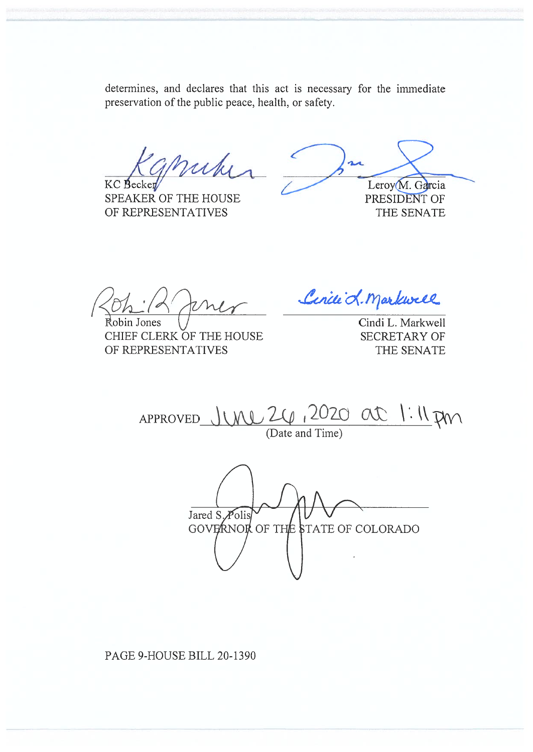determines, and declares that this act is necessary for the immediate preservation of the public peace, health, or safety.

KC Becker
SPEAKER OF THE HOUSE
OF REPRESENTATIVES

Leroy M. Garcia
PRESIDENT OF
THE SENATE

Robin Jones
CHIEF CLERK OF THE HOUSE
OF REPRESENTATIVES

Cindi L. Markwell
SECRETARY OF
THE SENATE

APPROVED June 26, 2020 at 1:11 pm
(Date and Time)

Jared S. Polis
GOVERNOR OF THE STATE OF COLORADO

PAGE 9-HOUSE BILL 20-1390